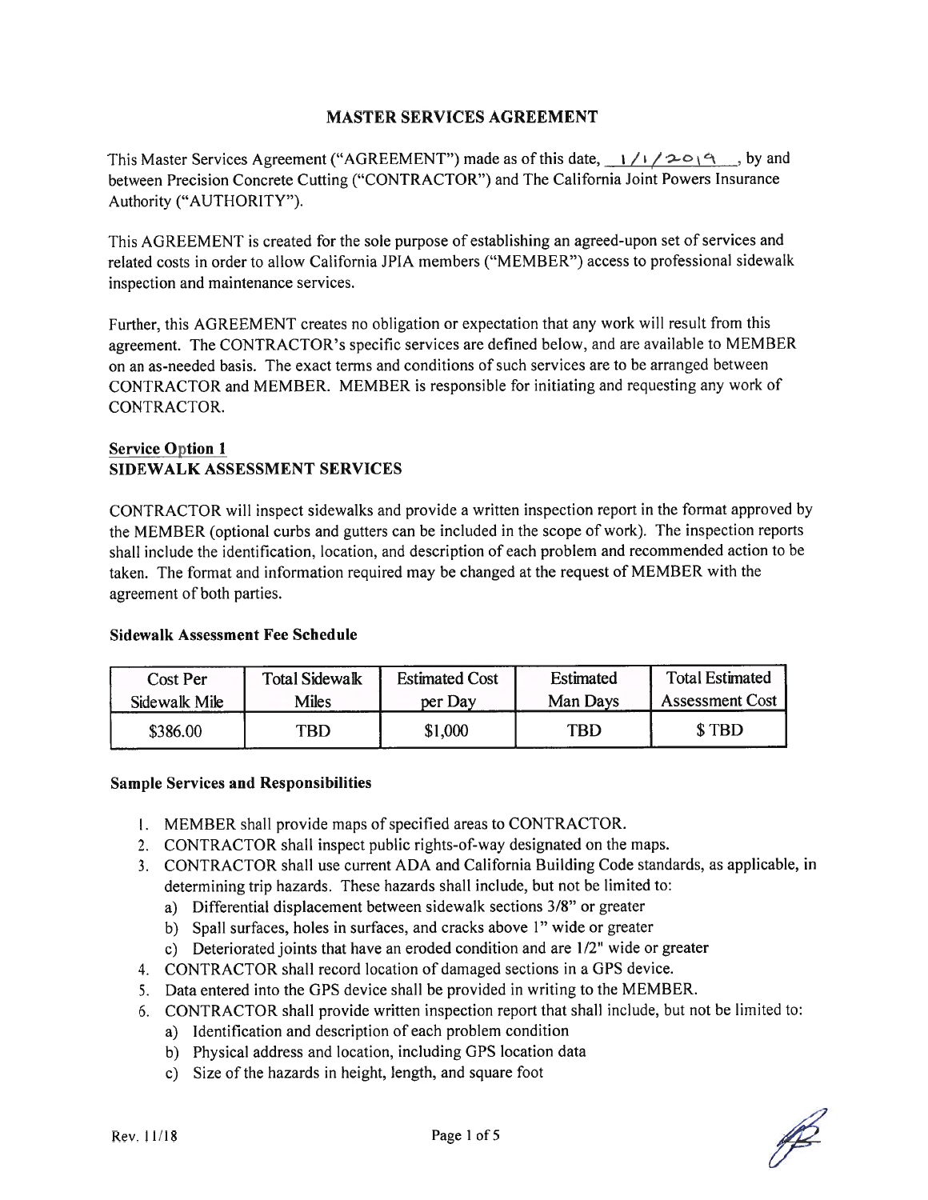# MASTER SERVICES AGREEMENT

This Master Services Agreement ("AGREEMENT") made as of this date, 1/1/2019, by and between Precision Concrete Cutting ("CONTRACTOR") and The California Joint Powers Insurance Authority ("AUTHORITY").

This AGREEMENT is created for the sole purpose of establishing an agreed-upon set of services and related costs in order to allow California JPIA members ("MEMBER") access to professional sidewalk inspection and maintenance services.

Further, this AGREEMENT creates no obligation or expectation that any work will result from this agreement. The CONTRACTOR's specific services are defined below, and are available to MEMBER on an as-needed basis. The exact terms and conditions of such services are to be arranged between CONTRACTOR and MEMBER. MEMBER is responsible for initiating and requesting any work of CONTRACTOR.

## Service Option 1
## SIDEWALK ASSESSMENT SERVICES

CONTRACTOR will inspect sidewalks and provide a written inspection report in the format approved by the MEMBER (optional curbs and gutters can be included in the scope of work). The inspection reports shall include the identification, location, and description of each problem and recommended action to be taken. The format and information required may be changed at the request of MEMBER with the agreement of both parties.

**Sidewalk Assessment Fee Schedule**

| Cost Per Sidewalk Mile | Total Sidewalk Miles | Estimated Cost per Day | Estimated Man Days | Total Estimated Assessment Cost |
|---|---|---|---|---|
| $386.00 | TBD | $1,000 | TBD | $ TBD |

**Sample Services and Responsibilities**

1. MEMBER shall provide maps of specified areas to CONTRACTOR.
2. CONTRACTOR shall inspect public rights-of-way designated on the maps.
3. CONTRACTOR shall use current ADA and California Building Code standards, as applicable, in determining trip hazards. These hazards shall include, but not be limited to:
   a) Differential displacement between sidewalk sections 3/8" or greater
   b) Spall surfaces, holes in surfaces, and cracks above 1" wide or greater
   c) Deteriorated joints that have an eroded condition and are 1/2" wide or greater
4. CONTRACTOR shall record location of damaged sections in a GPS device.
5. Data entered into the GPS device shall be provided in writing to the MEMBER.
6. CONTRACTOR shall provide written inspection report that shall include, but not be limited to:
   a) Identification and description of each problem condition
   b) Physical address and location, including GPS location data
   c) Size of the hazards in height, length, and square foot

Rev. 11/18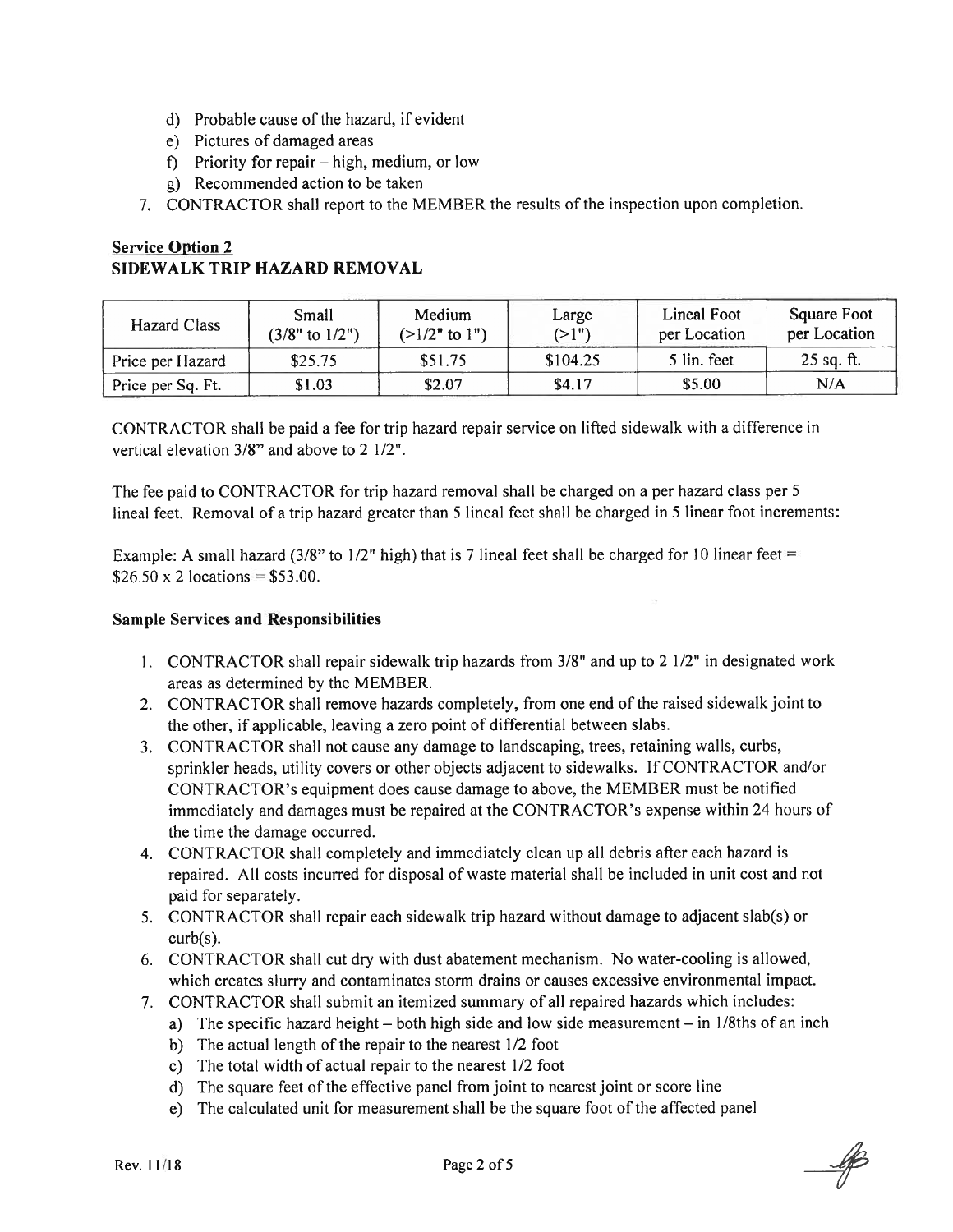d) Probable cause of the hazard, if evident
e) Pictures of damaged areas
f) Priority for repair – high, medium, or low
g) Recommended action to be taken

7. CONTRACTOR shall report to the MEMBER the results of the inspection upon completion.

**Service Option 2**
**SIDEWALK TRIP HAZARD REMOVAL**

| Hazard Class | Small (3/8" to 1/2") | Medium (>1/2" to 1") | Large (>1") | Lineal Foot per Location | Square Foot per Location |
|---|---|---|---|---|---|
| Price per Hazard | $25.75 | $51.75 | $104.25 | 5 lin. feet | 25 sq. ft. |
| Price per Sq. Ft. | $1.03 | $2.07 | $4.17 | $5.00 | N/A |

CONTRACTOR shall be paid a fee for trip hazard repair service on lifted sidewalk with a difference in vertical elevation 3/8" and above to 2 1/2".

The fee paid to CONTRACTOR for trip hazard removal shall be charged on a per hazard class per 5 lineal feet. Removal of a trip hazard greater than 5 lineal feet shall be charged in 5 linear foot increments:

Example: A small hazard (3/8" to 1/2" high) that is 7 lineal feet shall be charged for 10 linear feet = $26.50 x 2 locations = $53.00.

**Sample Services and Responsibilities**

1. CONTRACTOR shall repair sidewalk trip hazards from 3/8" and up to 2 1/2" in designated work areas as determined by the MEMBER.
2. CONTRACTOR shall remove hazards completely, from one end of the raised sidewalk joint to the other, if applicable, leaving a zero point of differential between slabs.
3. CONTRACTOR shall not cause any damage to landscaping, trees, retaining walls, curbs, sprinkler heads, utility covers or other objects adjacent to sidewalks. If CONTRACTOR and/or CONTRACTOR's equipment does cause damage to above, the MEMBER must be notified immediately and damages must be repaired at the CONTRACTOR's expense within 24 hours of the time the damage occurred.
4. CONTRACTOR shall completely and immediately clean up all debris after each hazard is repaired. All costs incurred for disposal of waste material shall be included in unit cost and not paid for separately.
5. CONTRACTOR shall repair each sidewalk trip hazard without damage to adjacent slab(s) or curb(s).
6. CONTRACTOR shall cut dry with dust abatement mechanism. No water-cooling is allowed, which creates slurry and contaminates storm drains or causes excessive environmental impact.
7. CONTRACTOR shall submit an itemized summary of all repaired hazards which includes:
   a) The specific hazard height – both high side and low side measurement – in 1/8ths of an inch
   b) The actual length of the repair to the nearest 1/2 foot
   c) The total width of actual repair to the nearest 1/2 foot
   d) The square feet of the effective panel from joint to nearest joint or score line
   e) The calculated unit for measurement shall be the square foot of the affected panel

Rev. 11/18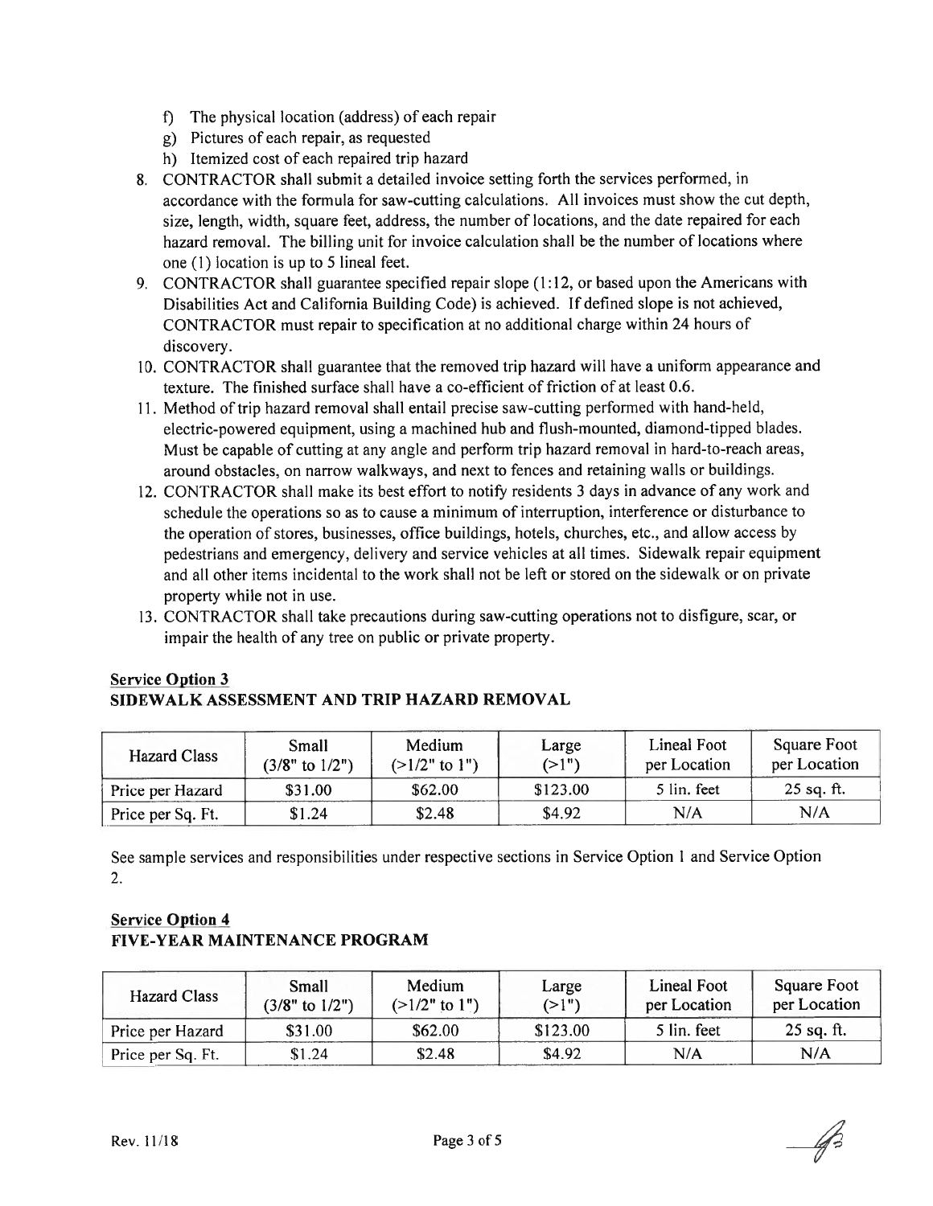f) The physical location (address) of each repair
g) Pictures of each repair, as requested
h) Itemized cost of each repaired trip hazard

8. CONTRACTOR shall submit a detailed invoice setting forth the services performed, in accordance with the formula for saw-cutting calculations. All invoices must show the cut depth, size, length, width, square feet, address, the number of locations, and the date repaired for each hazard removal. The billing unit for invoice calculation shall be the number of locations where one (1) location is up to 5 lineal feet.
9. CONTRACTOR shall guarantee specified repair slope (1:12, or based upon the Americans with Disabilities Act and California Building Code) is achieved. If defined slope is not achieved, CONTRACTOR must repair to specification at no additional charge within 24 hours of discovery.
10. CONTRACTOR shall guarantee that the removed trip hazard will have a uniform appearance and texture. The finished surface shall have a co-efficient of friction of at least 0.6.
11. Method of trip hazard removal shall entail precise saw-cutting performed with hand-held, electric-powered equipment, using a machined hub and flush-mounted, diamond-tipped blades. Must be capable of cutting at any angle and perform trip hazard removal in hard-to-reach areas, around obstacles, on narrow walkways, and next to fences and retaining walls or buildings.
12. CONTRACTOR shall make its best effort to notify residents 3 days in advance of any work and schedule the operations so as to cause a minimum of interruption, interference or disturbance to the operation of stores, businesses, office buildings, hotels, churches, etc., and allow access by pedestrians and emergency, delivery and service vehicles at all times. Sidewalk repair equipment and all other items incidental to the work shall not be left or stored on the sidewalk or on private property while not in use.
13. CONTRACTOR shall take precautions during saw-cutting operations not to disfigure, scar, or impair the health of any tree on public or private property.

**Service Option 3**
**SIDEWALK ASSESSMENT AND TRIP HAZARD REMOVAL**

| Hazard Class | Small (3/8" to 1/2") | Medium (>1/2" to 1") | Large (>1") | Lineal Foot per Location | Square Foot per Location |
|---|---|---|---|---|---|
| Price per Hazard | $31.00 | $62.00 | $123.00 | 5 lin. feet | 25 sq. ft. |
| Price per Sq. Ft. | $1.24 | $2.48 | $4.92 | N/A | N/A |

See sample services and responsibilities under respective sections in Service Option 1 and Service Option 2.

**Service Option 4**
**FIVE-YEAR MAINTENANCE PROGRAM**

| Hazard Class | Small (3/8" to 1/2") | Medium (>1/2" to 1") | Large (>1") | Lineal Foot per Location | Square Foot per Location |
|---|---|---|---|---|---|
| Price per Hazard | $31.00 | $62.00 | $123.00 | 5 lin. feet | 25 sq. ft. |
| Price per Sq. Ft. | $1.24 | $2.48 | $4.92 | N/A | N/A |

Rev. 11/18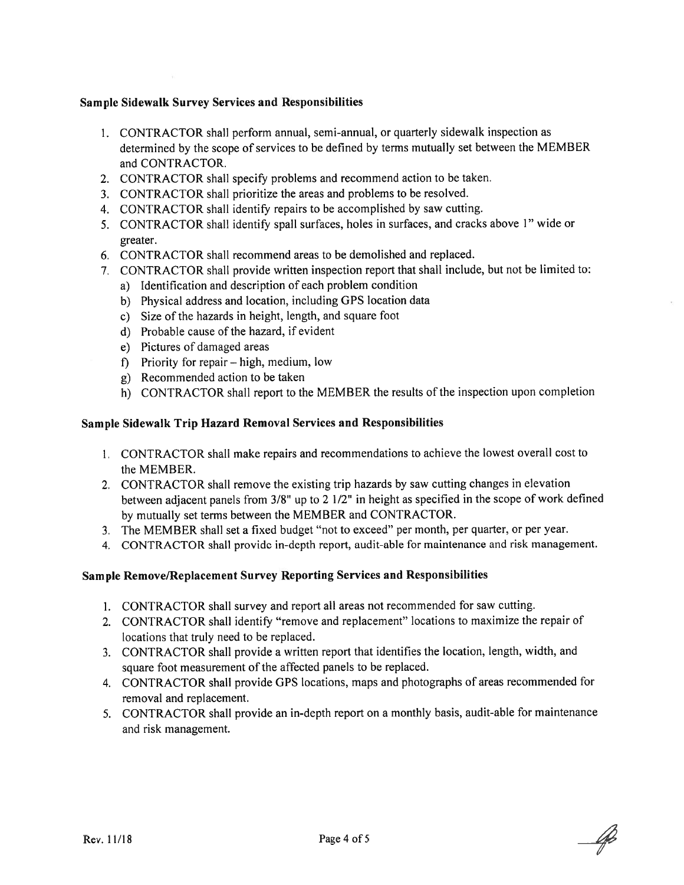### Sample Sidewalk Survey Services and Responsibilities

1. CONTRACTOR shall perform annual, semi-annual, or quarterly sidewalk inspection as determined by the scope of services to be defined by terms mutually set between the MEMBER and CONTRACTOR.
2. CONTRACTOR shall specify problems and recommend action to be taken.
3. CONTRACTOR shall prioritize the areas and problems to be resolved.
4. CONTRACTOR shall identify repairs to be accomplished by saw cutting.
5. CONTRACTOR shall identify spall surfaces, holes in surfaces, and cracks above 1" wide or greater.
6. CONTRACTOR shall recommend areas to be demolished and replaced.
7. CONTRACTOR shall provide written inspection report that shall include, but not be limited to:
   a) Identification and description of each problem condition
   b) Physical address and location, including GPS location data
   c) Size of the hazards in height, length, and square foot
   d) Probable cause of the hazard, if evident
   e) Pictures of damaged areas
   f) Priority for repair – high, medium, low
   g) Recommended action to be taken
   h) CONTRACTOR shall report to the MEMBER the results of the inspection upon completion

### Sample Sidewalk Trip Hazard Removal Services and Responsibilities

1. CONTRACTOR shall make repairs and recommendations to achieve the lowest overall cost to the MEMBER.
2. CONTRACTOR shall remove the existing trip hazards by saw cutting changes in elevation between adjacent panels from 3/8" up to 2 1/2" in height as specified in the scope of work defined by mutually set terms between the MEMBER and CONTRACTOR.
3. The MEMBER shall set a fixed budget "not to exceed" per month, per quarter, or per year.
4. CONTRACTOR shall provide in-depth report, audit-able for maintenance and risk management.

### Sample Remove/Replacement Survey Reporting Services and Responsibilities

1. CONTRACTOR shall survey and report all areas not recommended for saw cutting.
2. CONTRACTOR shall identify "remove and replacement" locations to maximize the repair of locations that truly need to be replaced.
3. CONTRACTOR shall provide a written report that identifies the location, length, width, and square foot measurement of the affected panels to be replaced.
4. CONTRACTOR shall provide GPS locations, maps and photographs of areas recommended for removal and replacement.
5. CONTRACTOR shall provide an in-depth report on a monthly basis, audit-able for maintenance and risk management.

Rev. 11/18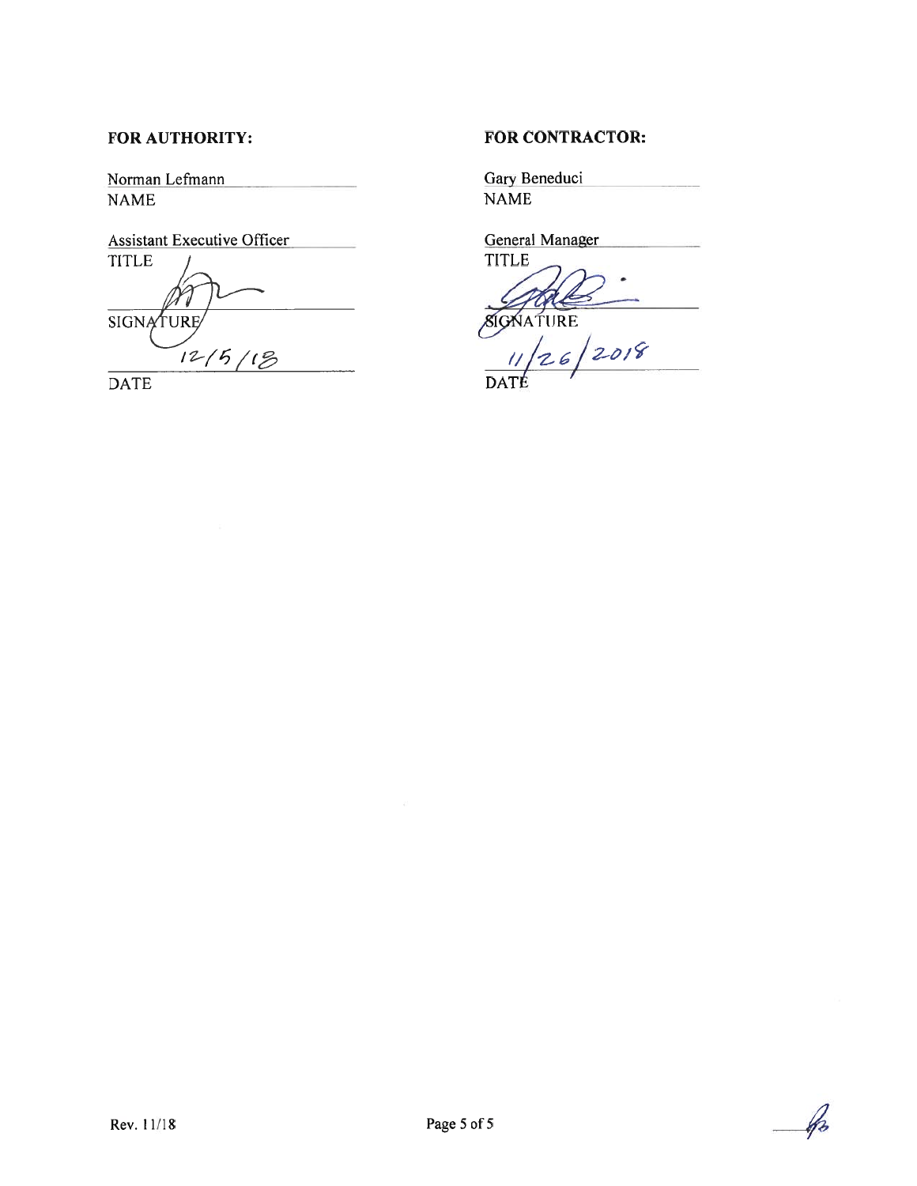**FOR AUTHORITY:**

Norman Lefmann
NAME

Assistant Executive Officer
TITLE

SIGNATURE

12/5/18
DATE

**FOR CONTRACTOR:**

Gary Beneduci
NAME

General Manager
TITLE

SIGNATURE

11/26/2018
DATE

Rev. 11/18